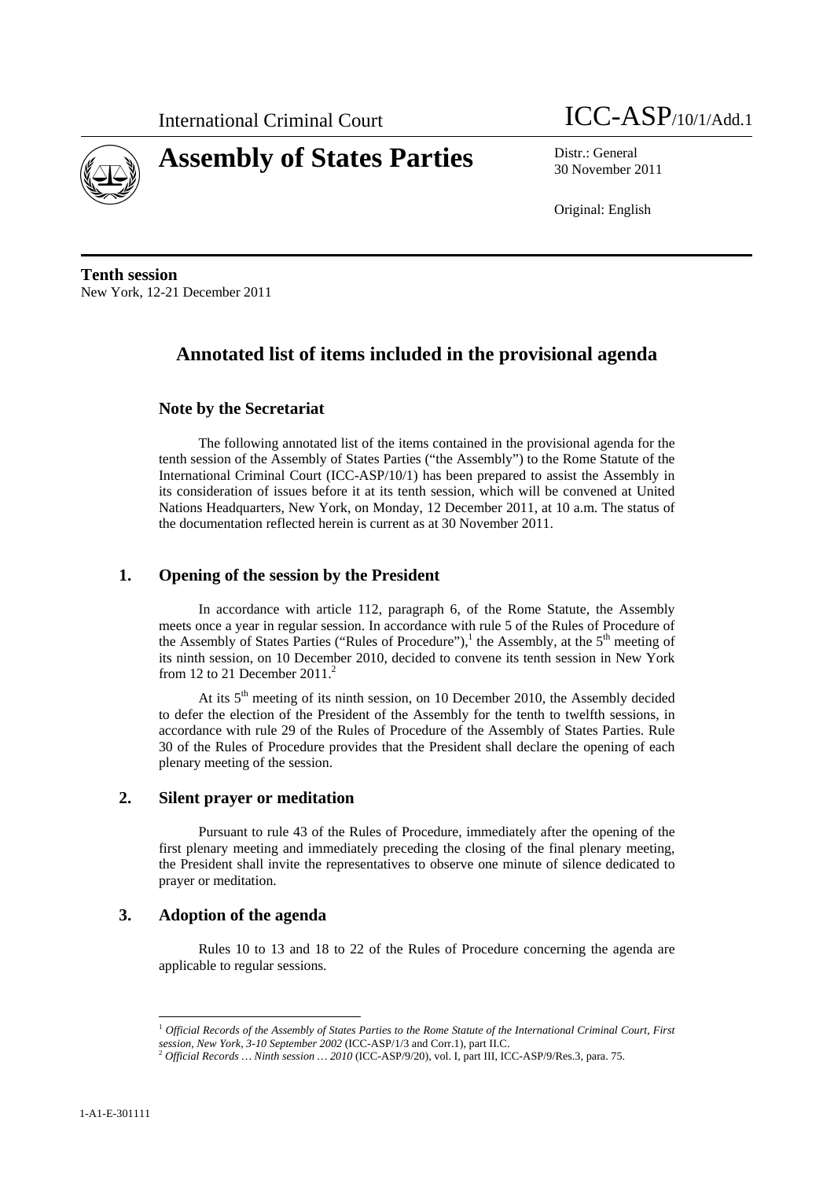International Criminal Court

ICC-ASP/10/1/Add.1

# Assembly of States Parties

Distr.: General
30 November 2011

Original: English

**Tenth session**
New York, 12-21 December 2011

# Annotated list of items included in the provisional agenda

## Note by the Secretariat

The following annotated list of the items contained in the provisional agenda for the tenth session of the Assembly of States Parties ("the Assembly") to the Rome Statute of the International Criminal Court (ICC-ASP/10/1) has been prepared to assist the Assembly in its consideration of issues before it at its tenth session, which will be convened at United Nations Headquarters, New York, on Monday, 12 December 2011, at 10 a.m. The status of the documentation reflected herein is current as at 30 November 2011.

## 1. Opening of the session by the President

In accordance with article 112, paragraph 6, of the Rome Statute, the Assembly meets once a year in regular session. In accordance with rule 5 of the Rules of Procedure of the Assembly of States Parties ("Rules of Procedure"),[1] the Assembly, at the 5th meeting of its ninth session, on 10 December 2010, decided to convene its tenth session in New York from 12 to 21 December 2011.[2]

At its 5th meeting of its ninth session, on 10 December 2010, the Assembly decided to defer the election of the President of the Assembly for the tenth to twelfth sessions, in accordance with rule 29 of the Rules of Procedure of the Assembly of States Parties. Rule 30 of the Rules of Procedure provides that the President shall declare the opening of each plenary meeting of the session.

## 2. Silent prayer or meditation

Pursuant to rule 43 of the Rules of Procedure, immediately after the opening of the first plenary meeting and immediately preceding the closing of the final plenary meeting, the President shall invite the representatives to observe one minute of silence dedicated to prayer or meditation.

## 3. Adoption of the agenda

Rules 10 to 13 and 18 to 22 of the Rules of Procedure concerning the agenda are applicable to regular sessions.

---

[1] *Official Records of the Assembly of States Parties to the Rome Statute of the International Criminal Court, First session, New York, 3-10 September 2002* (ICC-ASP/1/3 and Corr.1), part II.C.

[2] *Official Records … Ninth session … 2010* (ICC-ASP/9/20), vol. I, part III, ICC-ASP/9/Res.3, para. 75.

1-A1-E-301111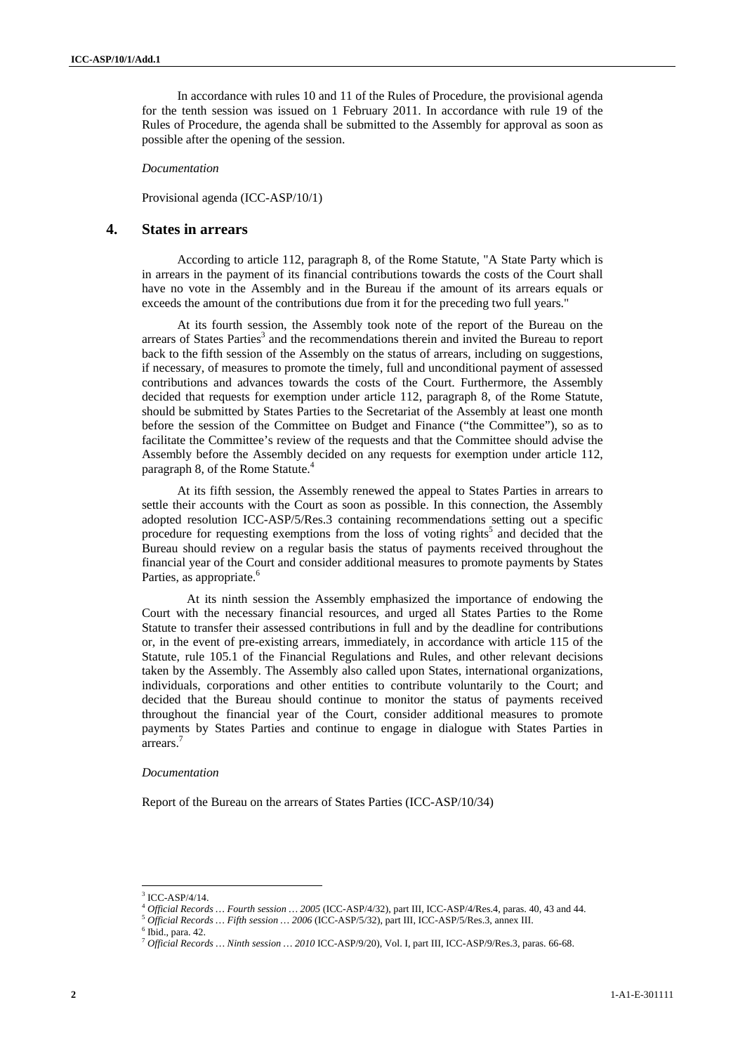In accordance with rules 10 and 11 of the Rules of Procedure, the provisional agenda for the tenth session was issued on 1 February 2011. In accordance with rule 19 of the Rules of Procedure, the agenda shall be submitted to the Assembly for approval as soon as possible after the opening of the session.

*Documentation*

Provisional agenda (ICC-ASP/10/1)

## 4. States in arrears

According to article 112, paragraph 8, of the Rome Statute, "A State Party which is in arrears in the payment of its financial contributions towards the costs of the Court shall have no vote in the Assembly and in the Bureau if the amount of its arrears equals or exceeds the amount of the contributions due from it for the preceding two full years."

At its fourth session, the Assembly took note of the report of the Bureau on the arrears of States Parties[3] and the recommendations therein and invited the Bureau to report back to the fifth session of the Assembly on the status of arrears, including on suggestions, if necessary, of measures to promote the timely, full and unconditional payment of assessed contributions and advances towards the costs of the Court. Furthermore, the Assembly decided that requests for exemption under article 112, paragraph 8, of the Rome Statute, should be submitted by States Parties to the Secretariat of the Assembly at least one month before the session of the Committee on Budget and Finance ("the Committee"), so as to facilitate the Committee's review of the requests and that the Committee should advise the Assembly before the Assembly decided on any requests for exemption under article 112, paragraph 8, of the Rome Statute.[4]

At its fifth session, the Assembly renewed the appeal to States Parties in arrears to settle their accounts with the Court as soon as possible. In this connection, the Assembly adopted resolution ICC-ASP/5/Res.3 containing recommendations setting out a specific procedure for requesting exemptions from the loss of voting rights[5] and decided that the Bureau should review on a regular basis the status of payments received throughout the financial year of the Court and consider additional measures to promote payments by States Parties, as appropriate.[6]

At its ninth session the Assembly emphasized the importance of endowing the Court with the necessary financial resources, and urged all States Parties to the Rome Statute to transfer their assessed contributions in full and by the deadline for contributions or, in the event of pre-existing arrears, immediately, in accordance with article 115 of the Statute, rule 105.1 of the Financial Regulations and Rules, and other relevant decisions taken by the Assembly. The Assembly also called upon States, international organizations, individuals, corporations and other entities to contribute voluntarily to the Court; and decided that the Bureau should continue to monitor the status of payments received throughout the financial year of the Court, consider additional measures to promote payments by States Parties and continue to engage in dialogue with States Parties in arrears.[7]

*Documentation*

Report of the Bureau on the arrears of States Parties (ICC-ASP/10/34)

---

[3] ICC-ASP/4/14.

[4] *Official Records … Fourth session … 2005* (ICC-ASP/4/32), part III, ICC-ASP/4/Res.4, paras. 40, 43 and 44.

[5] *Official Records … Fifth session … 2006* (ICC-ASP/5/32), part III, ICC-ASP/5/Res.3, annex III.

[6] Ibid., para. 42.

[7] *Official Records … Ninth session … 2010* ICC-ASP/9/20), Vol. I, part III, ICC-ASP/9/Res.3, paras. 66-68.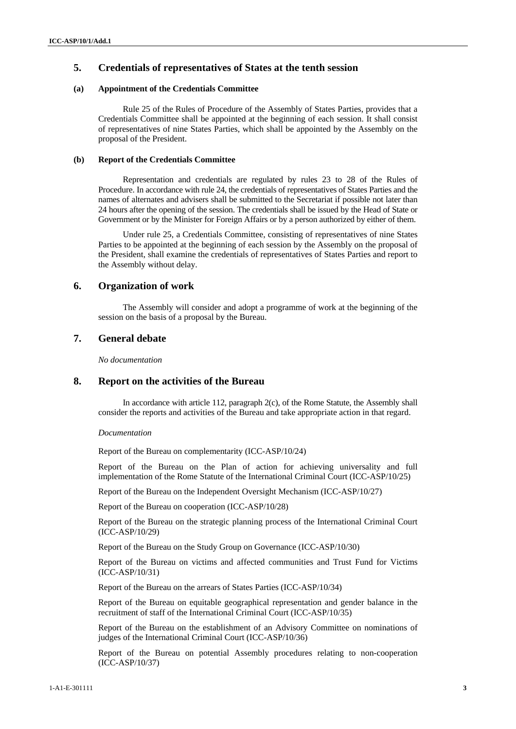## 5. Credentials of representatives of States at the tenth session

### (a) Appointment of the Credentials Committee

Rule 25 of the Rules of Procedure of the Assembly of States Parties, provides that a Credentials Committee shall be appointed at the beginning of each session. It shall consist of representatives of nine States Parties, which shall be appointed by the Assembly on the proposal of the President.

### (b) Report of the Credentials Committee

Representation and credentials are regulated by rules 23 to 28 of the Rules of Procedure. In accordance with rule 24, the credentials of representatives of States Parties and the names of alternates and advisers shall be submitted to the Secretariat if possible not later than 24 hours after the opening of the session. The credentials shall be issued by the Head of State or Government or by the Minister for Foreign Affairs or by a person authorized by either of them.

Under rule 25, a Credentials Committee, consisting of representatives of nine States Parties to be appointed at the beginning of each session by the Assembly on the proposal of the President, shall examine the credentials of representatives of States Parties and report to the Assembly without delay.

## 6. Organization of work

The Assembly will consider and adopt a programme of work at the beginning of the session on the basis of a proposal by the Bureau.

## 7. General debate

*No documentation*

## 8. Report on the activities of the Bureau

In accordance with article 112, paragraph 2(c), of the Rome Statute, the Assembly shall consider the reports and activities of the Bureau and take appropriate action in that regard.

*Documentation*

Report of the Bureau on complementarity (ICC-ASP/10/24)

Report of the Bureau on the Plan of action for achieving universality and full implementation of the Rome Statute of the International Criminal Court (ICC-ASP/10/25)

Report of the Bureau on the Independent Oversight Mechanism (ICC-ASP/10/27)

Report of the Bureau on cooperation (ICC-ASP/10/28)

Report of the Bureau on the strategic planning process of the International Criminal Court (ICC-ASP/10/29)

Report of the Bureau on the Study Group on Governance (ICC-ASP/10/30)

Report of the Bureau on victims and affected communities and Trust Fund for Victims (ICC-ASP/10/31)

Report of the Bureau on the arrears of States Parties (ICC-ASP/10/34)

Report of the Bureau on equitable geographical representation and gender balance in the recruitment of staff of the International Criminal Court (ICC-ASP/10/35)

Report of the Bureau on the establishment of an Advisory Committee on nominations of judges of the International Criminal Court (ICC-ASP/10/36)

Report of the Bureau on potential Assembly procedures relating to non-cooperation (ICC-ASP/10/37)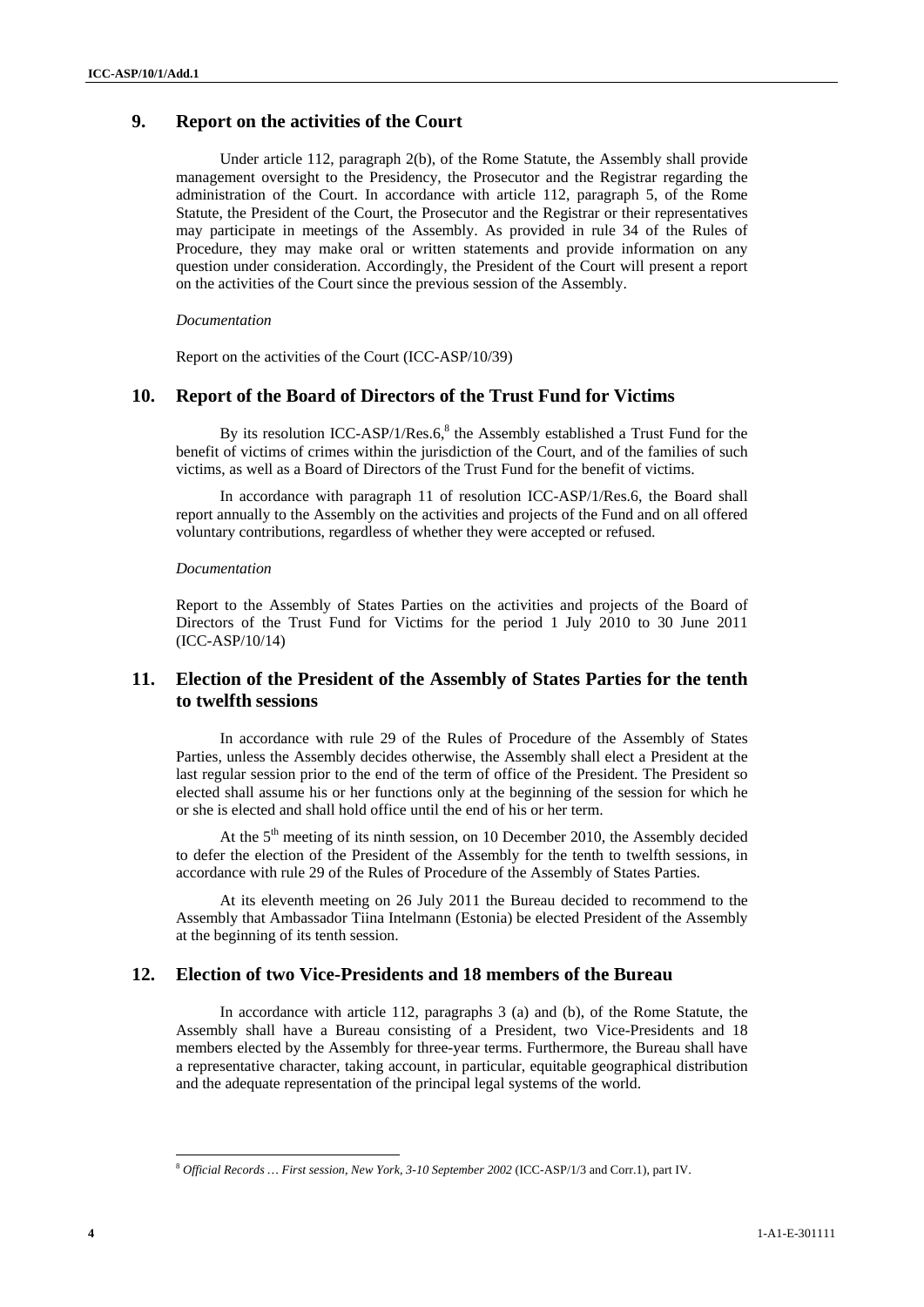## 9. Report on the activities of the Court

Under article 112, paragraph 2(b), of the Rome Statute, the Assembly shall provide management oversight to the Presidency, the Prosecutor and the Registrar regarding the administration of the Court. In accordance with article 112, paragraph 5, of the Rome Statute, the President of the Court, the Prosecutor and the Registrar or their representatives may participate in meetings of the Assembly. As provided in rule 34 of the Rules of Procedure, they may make oral or written statements and provide information on any question under consideration. Accordingly, the President of the Court will present a report on the activities of the Court since the previous session of the Assembly.

*Documentation*

Report on the activities of the Court (ICC-ASP/10/39)

## 10. Report of the Board of Directors of the Trust Fund for Victims

By its resolution ICC-ASP/1/Res.6,[8] the Assembly established a Trust Fund for the benefit of victims of crimes within the jurisdiction of the Court, and of the families of such victims, as well as a Board of Directors of the Trust Fund for the benefit of victims.

In accordance with paragraph 11 of resolution ICC-ASP/1/Res.6, the Board shall report annually to the Assembly on the activities and projects of the Fund and on all offered voluntary contributions, regardless of whether they were accepted or refused.

*Documentation*

Report to the Assembly of States Parties on the activities and projects of the Board of Directors of the Trust Fund for Victims for the period 1 July 2010 to 30 June 2011 (ICC-ASP/10/14)

## 11. Election of the President of the Assembly of States Parties for the tenth to twelfth sessions

In accordance with rule 29 of the Rules of Procedure of the Assembly of States Parties, unless the Assembly decides otherwise, the Assembly shall elect a President at the last regular session prior to the end of the term of office of the President. The President so elected shall assume his or her functions only at the beginning of the session for which he or she is elected and shall hold office until the end of his or her term.

At the 5th meeting of its ninth session, on 10 December 2010, the Assembly decided to defer the election of the President of the Assembly for the tenth to twelfth sessions, in accordance with rule 29 of the Rules of Procedure of the Assembly of States Parties.

At its eleventh meeting on 26 July 2011 the Bureau decided to recommend to the Assembly that Ambassador Tiina Intelmann (Estonia) be elected President of the Assembly at the beginning of its tenth session.

## 12. Election of two Vice-Presidents and 18 members of the Bureau

In accordance with article 112, paragraphs 3 (a) and (b), of the Rome Statute, the Assembly shall have a Bureau consisting of a President, two Vice-Presidents and 18 members elected by the Assembly for three-year terms. Furthermore, the Bureau shall have a representative character, taking account, in particular, equitable geographical distribution and the adequate representation of the principal legal systems of the world.

---

[8] *Official Records … First session, New York, 3-10 September 2002* (ICC-ASP/1/3 and Corr.1), part IV.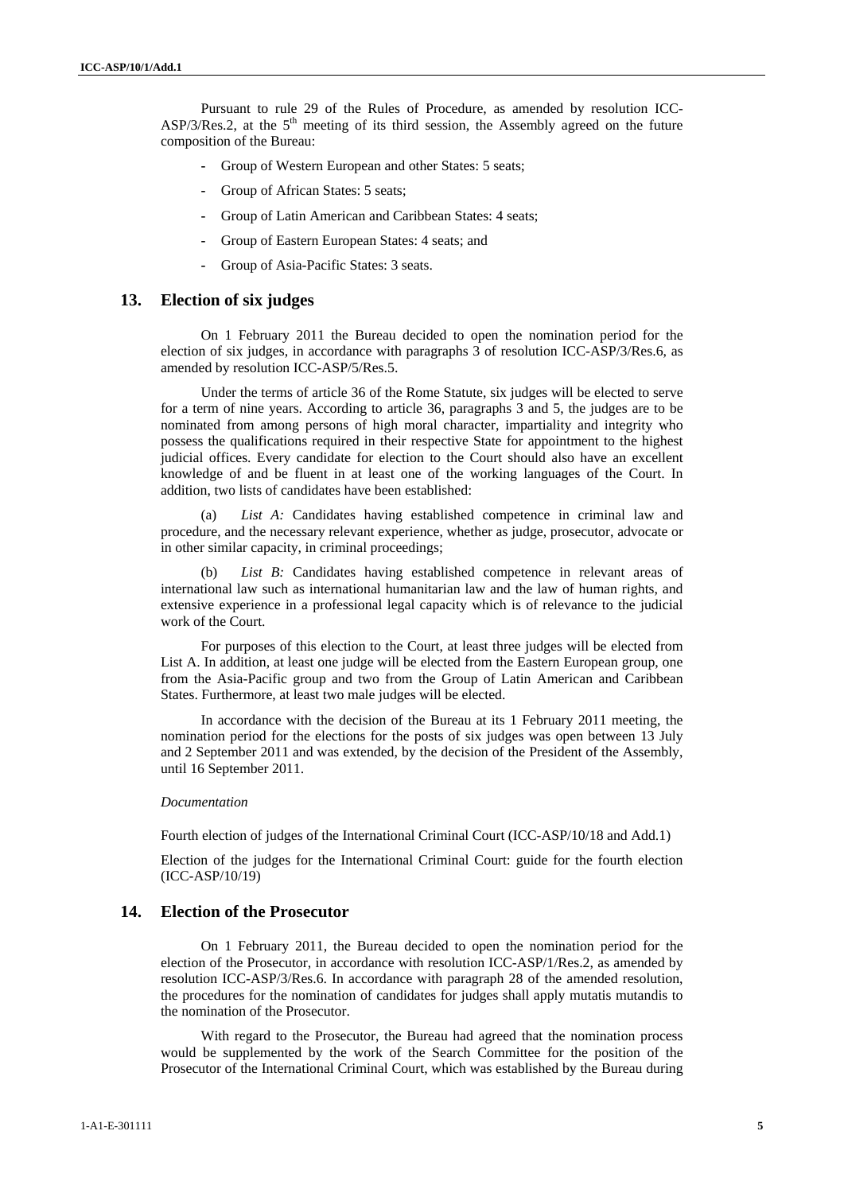Pursuant to rule 29 of the Rules of Procedure, as amended by resolution ICC-ASP/3/Res.2, at the 5th meeting of its third session, the Assembly agreed on the future composition of the Bureau:

- Group of Western European and other States: 5 seats;
- Group of African States: 5 seats;
- Group of Latin American and Caribbean States: 4 seats;
- Group of Eastern European States: 4 seats; and
- Group of Asia-Pacific States: 3 seats.

## 13. Election of six judges

On 1 February 2011 the Bureau decided to open the nomination period for the election of six judges, in accordance with paragraphs 3 of resolution ICC-ASP/3/Res.6, as amended by resolution ICC-ASP/5/Res.5.

Under the terms of article 36 of the Rome Statute, six judges will be elected to serve for a term of nine years. According to article 36, paragraphs 3 and 5, the judges are to be nominated from among persons of high moral character, impartiality and integrity who possess the qualifications required in their respective State for appointment to the highest judicial offices. Every candidate for election to the Court should also have an excellent knowledge of and be fluent in at least one of the working languages of the Court. In addition, two lists of candidates have been established:

(a) *List A:* Candidates having established competence in criminal law and procedure, and the necessary relevant experience, whether as judge, prosecutor, advocate or in other similar capacity, in criminal proceedings;

(b) *List B:* Candidates having established competence in relevant areas of international law such as international humanitarian law and the law of human rights, and extensive experience in a professional legal capacity which is of relevance to the judicial work of the Court.

For purposes of this election to the Court, at least three judges will be elected from List A. In addition, at least one judge will be elected from the Eastern European group, one from the Asia-Pacific group and two from the Group of Latin American and Caribbean States. Furthermore, at least two male judges will be elected.

In accordance with the decision of the Bureau at its 1 February 2011 meeting, the nomination period for the elections for the posts of six judges was open between 13 July and 2 September 2011 and was extended, by the decision of the President of the Assembly, until 16 September 2011.

*Documentation*

Fourth election of judges of the International Criminal Court (ICC-ASP/10/18 and Add.1)

Election of the judges for the International Criminal Court: guide for the fourth election (ICC-ASP/10/19)

## 14. Election of the Prosecutor

On 1 February 2011, the Bureau decided to open the nomination period for the election of the Prosecutor, in accordance with resolution ICC-ASP/1/Res.2, as amended by resolution ICC-ASP/3/Res.6. In accordance with paragraph 28 of the amended resolution, the procedures for the nomination of candidates for judges shall apply mutatis mutandis to the nomination of the Prosecutor.

With regard to the Prosecutor, the Bureau had agreed that the nomination process would be supplemented by the work of the Search Committee for the position of the Prosecutor of the International Criminal Court, which was established by the Bureau during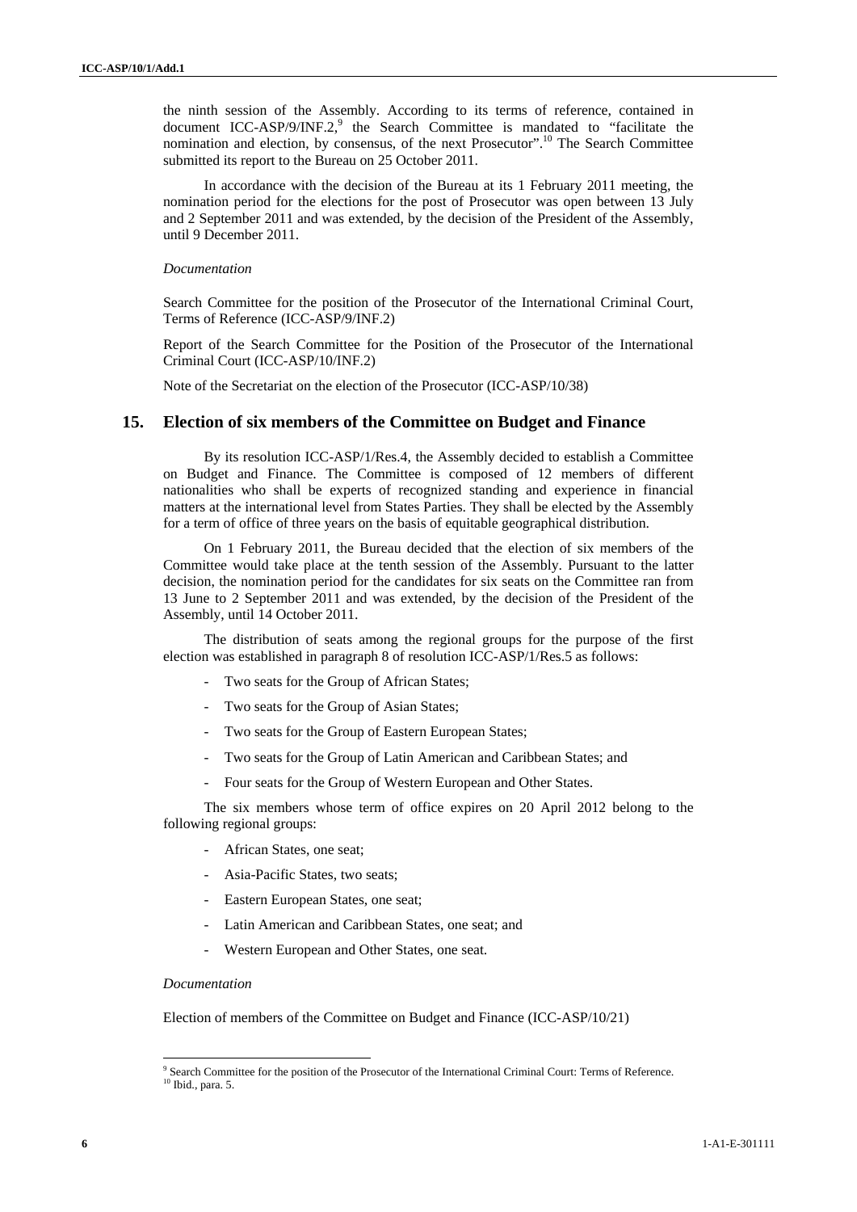the ninth session of the Assembly. According to its terms of reference, contained in document ICC-ASP/9/INF.2,[9] the Search Committee is mandated to "facilitate the nomination and election, by consensus, of the next Prosecutor".[10] The Search Committee submitted its report to the Bureau on 25 October 2011.

In accordance with the decision of the Bureau at its 1 February 2011 meeting, the nomination period for the elections for the post of Prosecutor was open between 13 July and 2 September 2011 and was extended, by the decision of the President of the Assembly, until 9 December 2011.

*Documentation*

Search Committee for the position of the Prosecutor of the International Criminal Court, Terms of Reference (ICC-ASP/9/INF.2)

Report of the Search Committee for the Position of the Prosecutor of the International Criminal Court (ICC-ASP/10/INF.2)

Note of the Secretariat on the election of the Prosecutor (ICC-ASP/10/38)

## 15. Election of six members of the Committee on Budget and Finance

By its resolution ICC-ASP/1/Res.4, the Assembly decided to establish a Committee on Budget and Finance. The Committee is composed of 12 members of different nationalities who shall be experts of recognized standing and experience in financial matters at the international level from States Parties. They shall be elected by the Assembly for a term of office of three years on the basis of equitable geographical distribution.

On 1 February 2011, the Bureau decided that the election of six members of the Committee would take place at the tenth session of the Assembly. Pursuant to the latter decision, the nomination period for the candidates for six seats on the Committee ran from 13 June to 2 September 2011 and was extended, by the decision of the President of the Assembly, until 14 October 2011.

The distribution of seats among the regional groups for the purpose of the first election was established in paragraph 8 of resolution ICC-ASP/1/Res.5 as follows:

- Two seats for the Group of African States;
- Two seats for the Group of Asian States;
- Two seats for the Group of Eastern European States;
- Two seats for the Group of Latin American and Caribbean States; and
- Four seats for the Group of Western European and Other States.

The six members whose term of office expires on 20 April 2012 belong to the following regional groups:

- African States, one seat;
- Asia-Pacific States, two seats;
- Eastern European States, one seat;
- Latin American and Caribbean States, one seat; and
- Western European and Other States, one seat.

*Documentation*

Election of members of the Committee on Budget and Finance (ICC-ASP/10/21)

---

[9] Search Committee for the position of the Prosecutor of the International Criminal Court: Terms of Reference.

[10] Ibid., para. 5.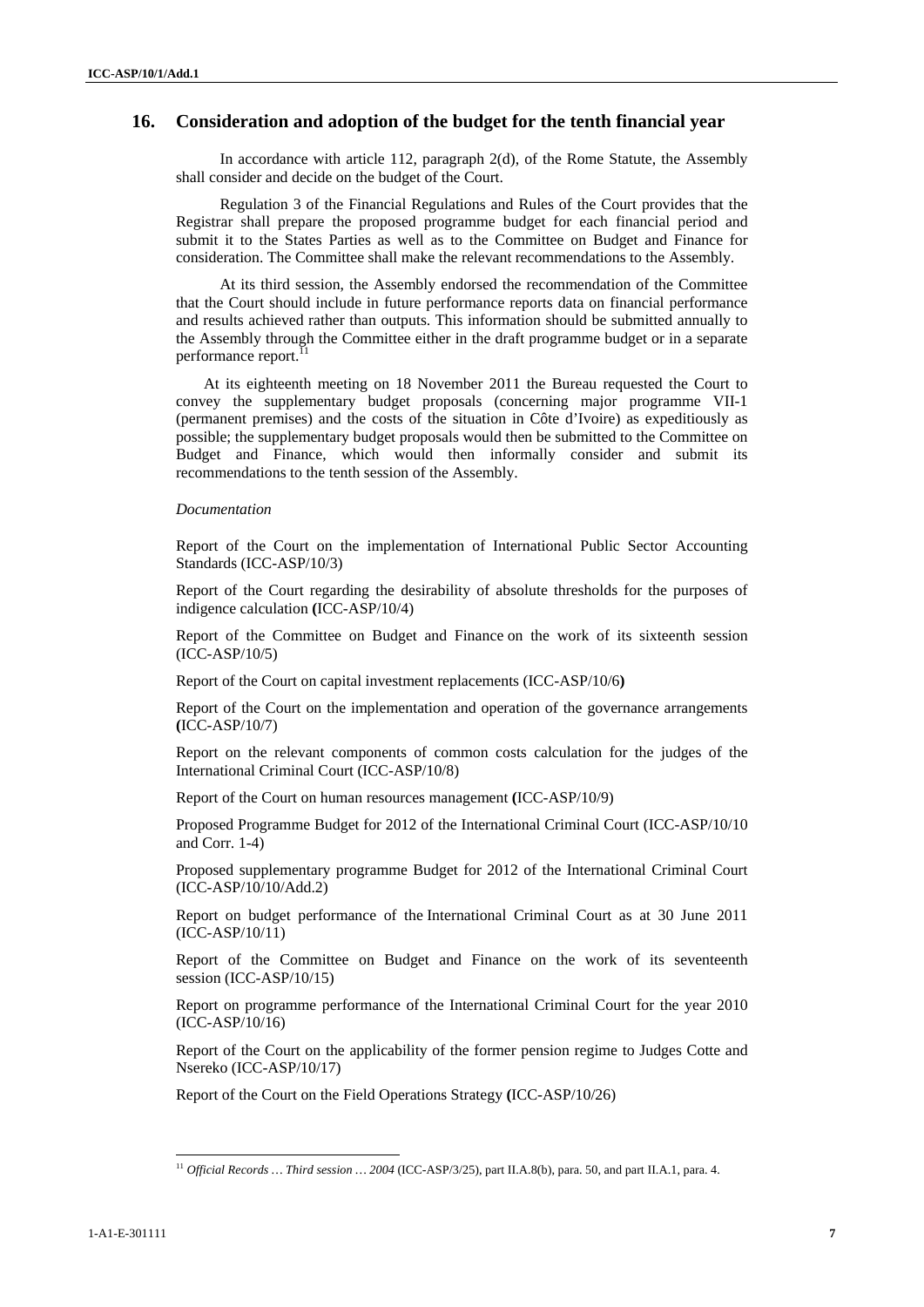## 16. Consideration and adoption of the budget for the tenth financial year

In accordance with article 112, paragraph 2(d), of the Rome Statute, the Assembly shall consider and decide on the budget of the Court.

Regulation 3 of the Financial Regulations and Rules of the Court provides that the Registrar shall prepare the proposed programme budget for each financial period and submit it to the States Parties as well as to the Committee on Budget and Finance for consideration. The Committee shall make the relevant recommendations to the Assembly.

At its third session, the Assembly endorsed the recommendation of the Committee that the Court should include in future performance reports data on financial performance and results achieved rather than outputs. This information should be submitted annually to the Assembly through the Committee either in the draft programme budget or in a separate performance report.[11]

At its eighteenth meeting on 18 November 2011 the Bureau requested the Court to convey the supplementary budget proposals (concerning major programme VII-1 (permanent premises) and the costs of the situation in Côte d'Ivoire) as expeditiously as possible; the supplementary budget proposals would then be submitted to the Committee on Budget and Finance, which would then informally consider and submit its recommendations to the tenth session of the Assembly.

*Documentation*

Report of the Court on the implementation of International Public Sector Accounting Standards (ICC-ASP/10/3)

Report of the Court regarding the desirability of absolute thresholds for the purposes of indigence calculation **(**ICC-ASP/10/4)

Report of the Committee on Budget and Finance on the work of its sixteenth session (ICC-ASP/10/5)

Report of the Court on capital investment replacements (ICC-ASP/10/6**)**

Report of the Court on the implementation and operation of the governance arrangements **(**ICC-ASP/10/7)

Report on the relevant components of common costs calculation for the judges of the International Criminal Court (ICC-ASP/10/8)

Report of the Court on human resources management **(**ICC-ASP/10/9)

Proposed Programme Budget for 2012 of the International Criminal Court (ICC-ASP/10/10 and Corr. 1-4)

Proposed supplementary programme Budget for 2012 of the International Criminal Court (ICC-ASP/10/10/Add.2)

Report on budget performance of the International Criminal Court as at 30 June 2011 (ICC-ASP/10/11)

Report of the Committee on Budget and Finance on the work of its seventeenth session (ICC-ASP/10/15)

Report on programme performance of the International Criminal Court for the year 2010 (ICC-ASP/10/16)

Report of the Court on the applicability of the former pension regime to Judges Cotte and Nsereko (ICC-ASP/10/17)

Report of the Court on the Field Operations Strategy **(**ICC-ASP/10/26)

[11] *Official Records … Third session … 2004* (ICC-ASP/3/25), part II.A.8(b), para. 50, and part II.A.1, para. 4.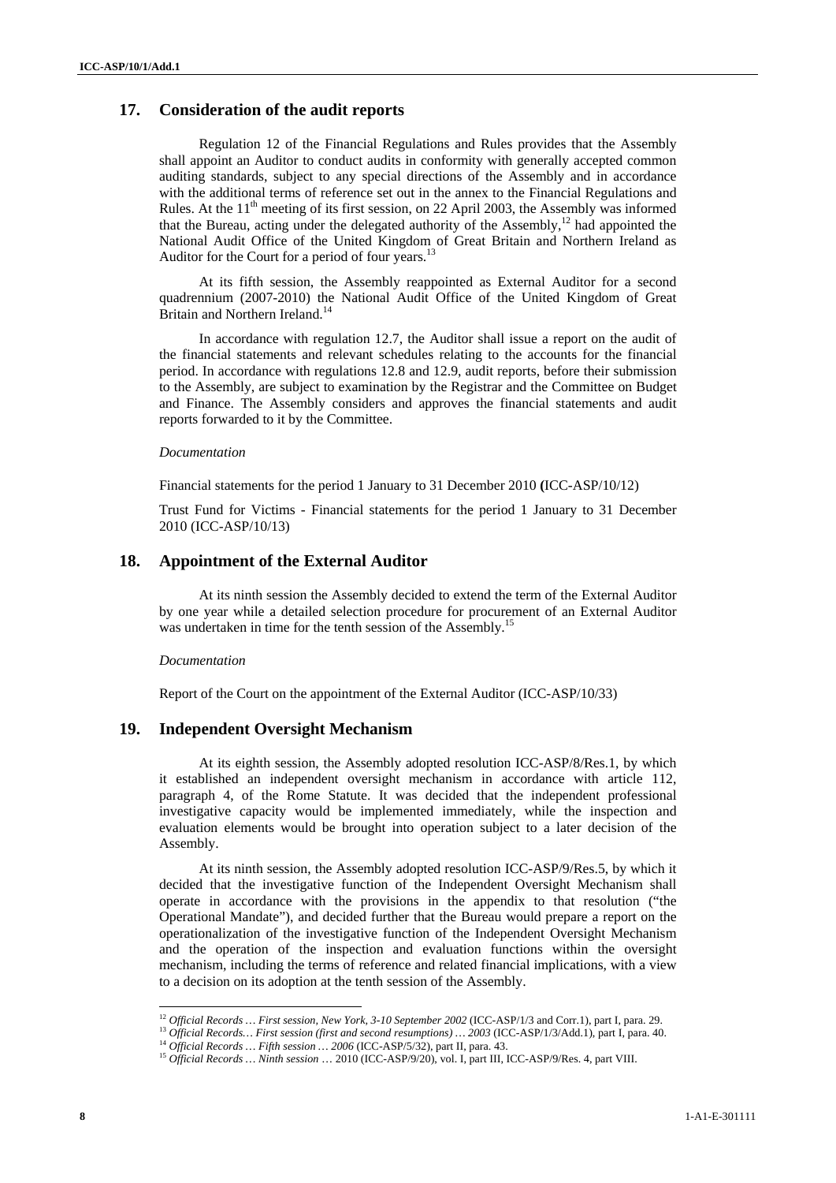## 17. Consideration of the audit reports

Regulation 12 of the Financial Regulations and Rules provides that the Assembly shall appoint an Auditor to conduct audits in conformity with generally accepted common auditing standards, subject to any special directions of the Assembly and in accordance with the additional terms of reference set out in the annex to the Financial Regulations and Rules. At the 11th meeting of its first session, on 22 April 2003, the Assembly was informed that the Bureau, acting under the delegated authority of the Assembly,[12] had appointed the National Audit Office of the United Kingdom of Great Britain and Northern Ireland as Auditor for the Court for a period of four years.[13]

At its fifth session, the Assembly reappointed as External Auditor for a second quadrennium (2007-2010) the National Audit Office of the United Kingdom of Great Britain and Northern Ireland.[14]

In accordance with regulation 12.7, the Auditor shall issue a report on the audit of the financial statements and relevant schedules relating to the accounts for the financial period. In accordance with regulations 12.8 and 12.9, audit reports, before their submission to the Assembly, are subject to examination by the Registrar and the Committee on Budget and Finance. The Assembly considers and approves the financial statements and audit reports forwarded to it by the Committee.

*Documentation*

Financial statements for the period 1 January to 31 December 2010 **(**ICC-ASP/10/12)

Trust Fund for Victims - Financial statements for the period 1 January to 31 December 2010 (ICC-ASP/10/13)

## 18. Appointment of the External Auditor

At its ninth session the Assembly decided to extend the term of the External Auditor by one year while a detailed selection procedure for procurement of an External Auditor was undertaken in time for the tenth session of the Assembly.[15]

*Documentation*

Report of the Court on the appointment of the External Auditor (ICC-ASP/10/33)

## 19. Independent Oversight Mechanism

At its eighth session, the Assembly adopted resolution ICC-ASP/8/Res.1, by which it established an independent oversight mechanism in accordance with article 112, paragraph 4, of the Rome Statute. It was decided that the independent professional investigative capacity would be implemented immediately, while the inspection and evaluation elements would be brought into operation subject to a later decision of the Assembly.

At its ninth session, the Assembly adopted resolution ICC-ASP/9/Res.5, by which it decided that the investigative function of the Independent Oversight Mechanism shall operate in accordance with the provisions in the appendix to that resolution ("the Operational Mandate"), and decided further that the Bureau would prepare a report on the operationalization of the investigative function of the Independent Oversight Mechanism and the operation of the inspection and evaluation functions within the oversight mechanism, including the terms of reference and related financial implications, with a view to a decision on its adoption at the tenth session of the Assembly.

---

[12] *Official Records … First session, New York, 3-10 September 2002* (ICC-ASP/1/3 and Corr.1), part I, para. 29.

[13] *Official Records… First session (first and second resumptions) … 2003* (ICC-ASP/1/3/Add.1), part I, para. 40.

[14] *Official Records … Fifth session … 2006* (ICC-ASP/5/32), part II, para. 43.

[15] *Official Records … Ninth session …* 2010 (ICC-ASP/9/20), vol. I, part III, ICC-ASP/9/Res. 4, part VIII.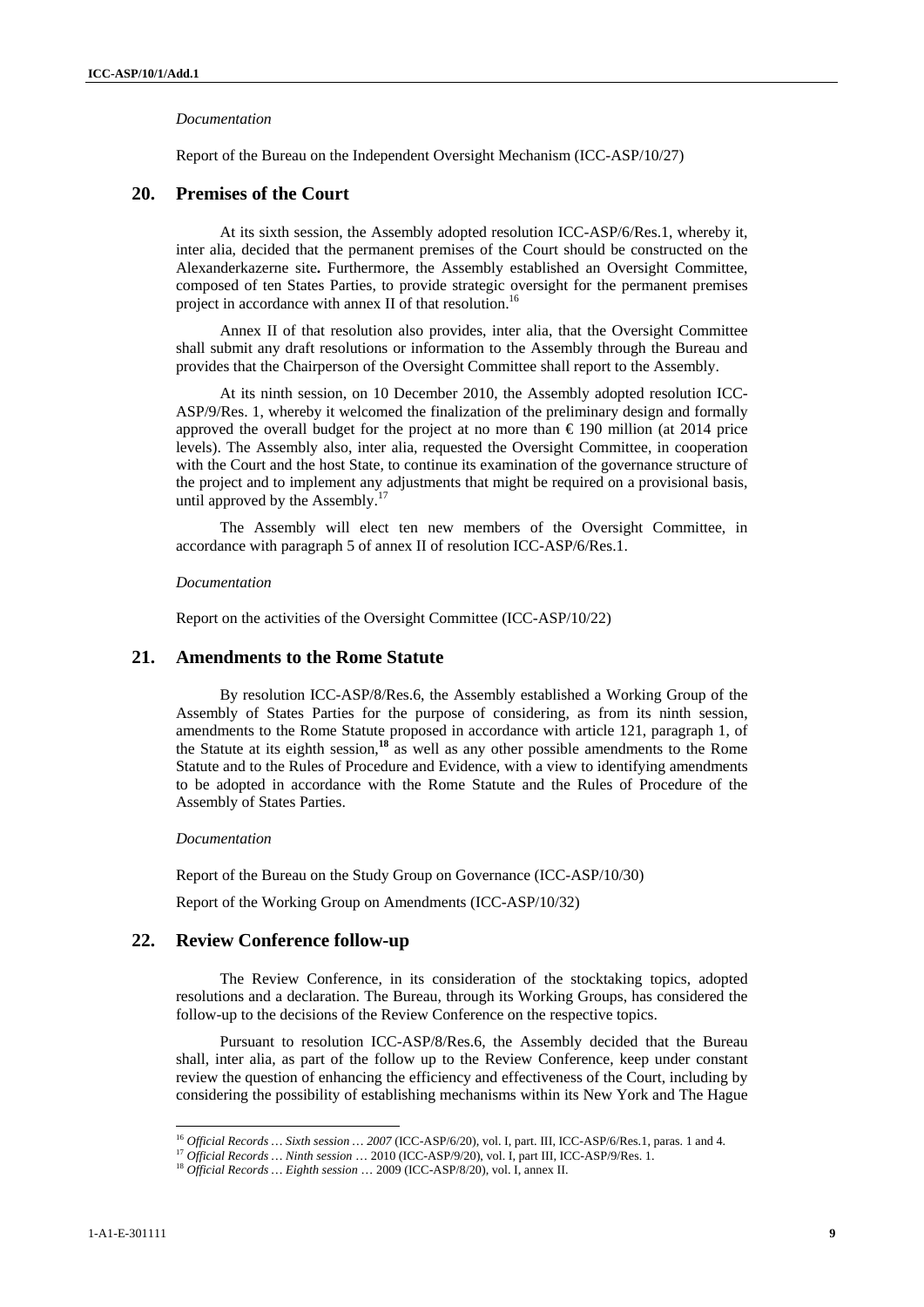*Documentation*

Report of the Bureau on the Independent Oversight Mechanism (ICC-ASP/10/27)

## 20. Premises of the Court

At its sixth session, the Assembly adopted resolution ICC-ASP/6/Res.1, whereby it, inter alia, decided that the permanent premises of the Court should be constructed on the Alexanderkazerne site**.** Furthermore, the Assembly established an Oversight Committee, composed of ten States Parties, to provide strategic oversight for the permanent premises project in accordance with annex II of that resolution.[16]

Annex II of that resolution also provides, inter alia, that the Oversight Committee shall submit any draft resolutions or information to the Assembly through the Bureau and provides that the Chairperson of the Oversight Committee shall report to the Assembly.

At its ninth session, on 10 December 2010, the Assembly adopted resolution ICC-ASP/9/Res. 1, whereby it welcomed the finalization of the preliminary design and formally approved the overall budget for the project at no more than € 190 million (at 2014 price levels). The Assembly also, inter alia, requested the Oversight Committee, in cooperation with the Court and the host State, to continue its examination of the governance structure of the project and to implement any adjustments that might be required on a provisional basis, until approved by the Assembly.[17]

The Assembly will elect ten new members of the Oversight Committee, in accordance with paragraph 5 of annex II of resolution ICC-ASP/6/Res.1.

*Documentation*

Report on the activities of the Oversight Committee (ICC-ASP/10/22)

## 21. Amendments to the Rome Statute

By resolution ICC-ASP/8/Res.6, the Assembly established a Working Group of the Assembly of States Parties for the purpose of considering, as from its ninth session, amendments to the Rome Statute proposed in accordance with article 121, paragraph 1, of the Statute at its eighth session,[18] as well as any other possible amendments to the Rome Statute and to the Rules of Procedure and Evidence, with a view to identifying amendments to be adopted in accordance with the Rome Statute and the Rules of Procedure of the Assembly of States Parties.

*Documentation*

Report of the Bureau on the Study Group on Governance (ICC-ASP/10/30)

Report of the Working Group on Amendments (ICC-ASP/10/32)

## 22. Review Conference follow-up

The Review Conference, in its consideration of the stocktaking topics, adopted resolutions and a declaration. The Bureau, through its Working Groups, has considered the follow-up to the decisions of the Review Conference on the respective topics.

Pursuant to resolution ICC-ASP/8/Res.6, the Assembly decided that the Bureau shall, inter alia, as part of the follow up to the Review Conference, keep under constant review the question of enhancing the efficiency and effectiveness of the Court, including by considering the possibility of establishing mechanisms within its New York and The Hague

---

[16] *Official Records … Sixth session … 2007* (ICC-ASP/6/20), vol. I, part. III, ICC-ASP/6/Res.1, paras. 1 and 4.

[17] *Official Records … Ninth session* … 2010 (ICC-ASP/9/20), vol. I, part III, ICC-ASP/9/Res. 1.

[18] *Official Records … Eighth session* … 2009 (ICC-ASP/8/20), vol. I, annex II.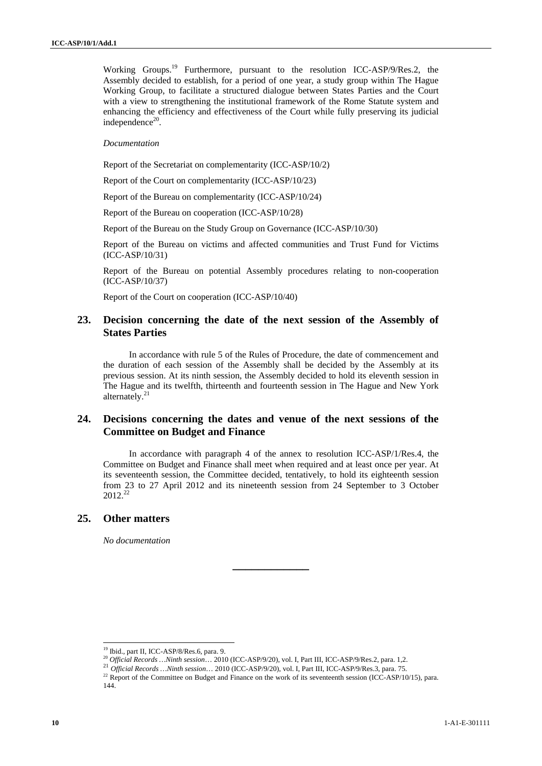Working Groups.[19] Furthermore, pursuant to the resolution ICC-ASP/9/Res.2, the Assembly decided to establish, for a period of one year, a study group within The Hague Working Group, to facilitate a structured dialogue between States Parties and the Court with a view to strengthening the institutional framework of the Rome Statute system and enhancing the efficiency and effectiveness of the Court while fully preserving its judicial independence[20].

*Documentation*

Report of the Secretariat on complementarity (ICC-ASP/10/2)

Report of the Court on complementarity (ICC-ASP/10/23)

Report of the Bureau on complementarity (ICC-ASP/10/24)

Report of the Bureau on cooperation (ICC-ASP/10/28)

Report of the Bureau on the Study Group on Governance (ICC-ASP/10/30)

Report of the Bureau on victims and affected communities and Trust Fund for Victims (ICC-ASP/10/31)

Report of the Bureau on potential Assembly procedures relating to non-cooperation (ICC-ASP/10/37)

Report of the Court on cooperation (ICC-ASP/10/40)

## 23. Decision concerning the date of the next session of the Assembly of States Parties

In accordance with rule 5 of the Rules of Procedure, the date of commencement and the duration of each session of the Assembly shall be decided by the Assembly at its previous session. At its ninth session, the Assembly decided to hold its eleventh session in The Hague and its twelfth, thirteenth and fourteenth session in The Hague and New York alternately.[21]

## 24. Decisions concerning the dates and venue of the next sessions of the Committee on Budget and Finance

In accordance with paragraph 4 of the annex to resolution ICC-ASP/1/Res.4, the Committee on Budget and Finance shall meet when required and at least once per year. At its seventeenth session, the Committee decided, tentatively, to hold its eighteenth session from 23 to 27 April 2012 and its nineteenth session from 24 September to 3 October 2012.[22]

## 25. Other matters

*No documentation*

---

[19] Ibid., part II, ICC-ASP/8/Res.6, para. 9.

[20] *Official Records …Ninth session*… 2010 (ICC-ASP/9/20), vol. I, Part III, ICC-ASP/9/Res.2, para. 1,2.

[21] *Official Records …Ninth session*… 2010 (ICC-ASP/9/20), vol. I, Part III, ICC-ASP/9/Res.3, para. 75.

[22] Report of the Committee on Budget and Finance on the work of its seventeenth session (ICC-ASP/10/15), para. 144.